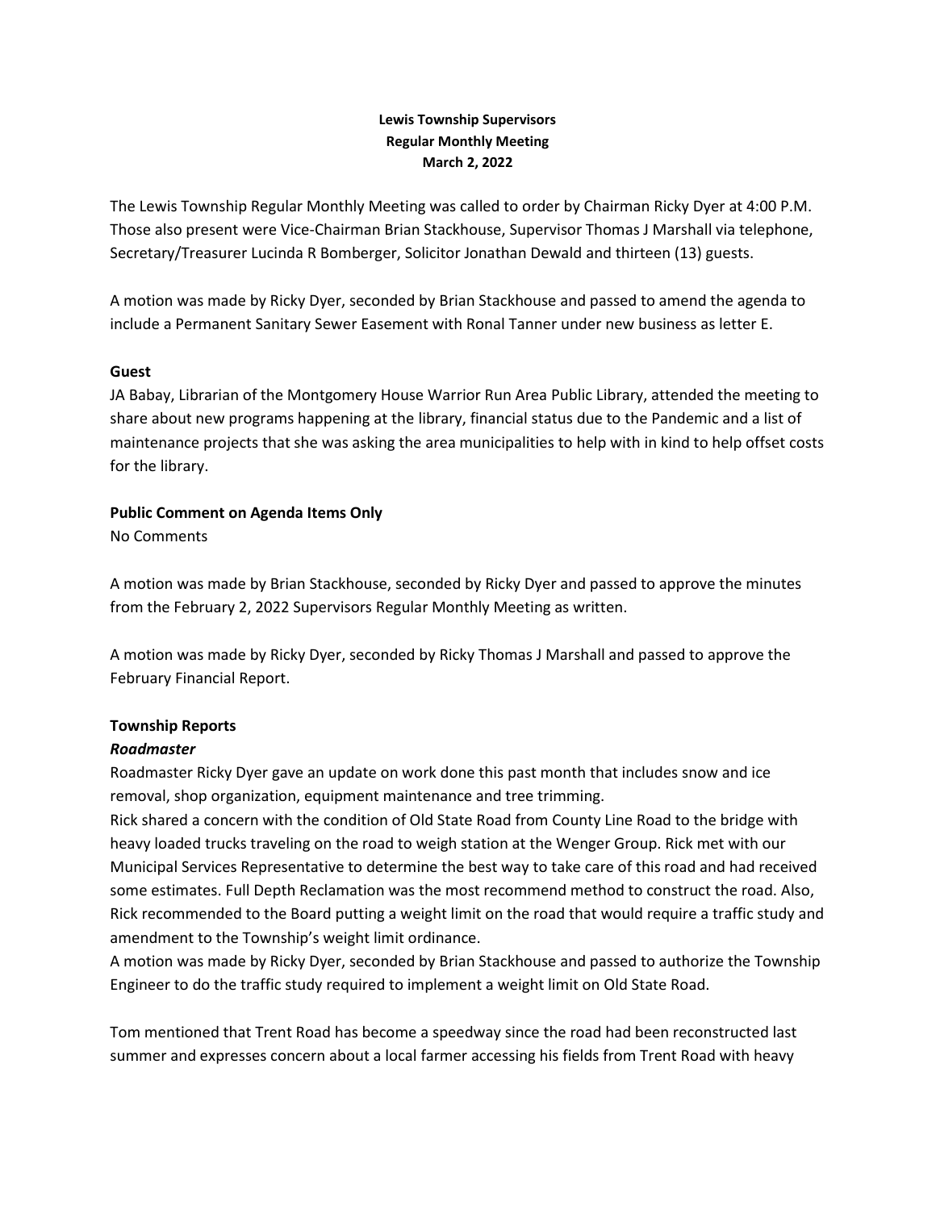**Lewis Township Supervisors**
**Regular Monthly Meeting**
**March 2, 2022**

The Lewis Township Regular Monthly Meeting was called to order by Chairman Ricky Dyer at 4:00 P.M. Those also present were Vice-Chairman Brian Stackhouse, Supervisor Thomas J Marshall via telephone, Secretary/Treasurer Lucinda R Bomberger, Solicitor Jonathan Dewald and thirteen (13) guests.

A motion was made by Ricky Dyer, seconded by Brian Stackhouse and passed to amend the agenda to include a Permanent Sanitary Sewer Easement with Ronal Tanner under new business as letter E.

**Guest**

JA Babay, Librarian of the Montgomery House Warrior Run Area Public Library, attended the meeting to share about new programs happening at the library, financial status due to the Pandemic and a list of maintenance projects that she was asking the area municipalities to help with in kind to help offset costs for the library.

**Public Comment on Agenda Items Only**

No Comments

A motion was made by Brian Stackhouse, seconded by Ricky Dyer and passed to approve the minutes from the February 2, 2022 Supervisors Regular Monthly Meeting as written.

A motion was made by Ricky Dyer, seconded by Ricky Thomas J Marshall and passed to approve the February Financial Report.

**Township Reports**

***Roadmaster***

Roadmaster Ricky Dyer gave an update on work done this past month that includes snow and ice removal, shop organization, equipment maintenance and tree trimming.

Rick shared a concern with the condition of Old State Road from County Line Road to the bridge with heavy loaded trucks traveling on the road to weigh station at the Wenger Group. Rick met with our Municipal Services Representative to determine the best way to take care of this road and had received some estimates. Full Depth Reclamation was the most recommend method to construct the road. Also, Rick recommended to the Board putting a weight limit on the road that would require a traffic study and amendment to the Township's weight limit ordinance.

A motion was made by Ricky Dyer, seconded by Brian Stackhouse and passed to authorize the Township Engineer to do the traffic study required to implement a weight limit on Old State Road.

Tom mentioned that Trent Road has become a speedway since the road had been reconstructed last summer and expresses concern about a local farmer accessing his fields from Trent Road with heavy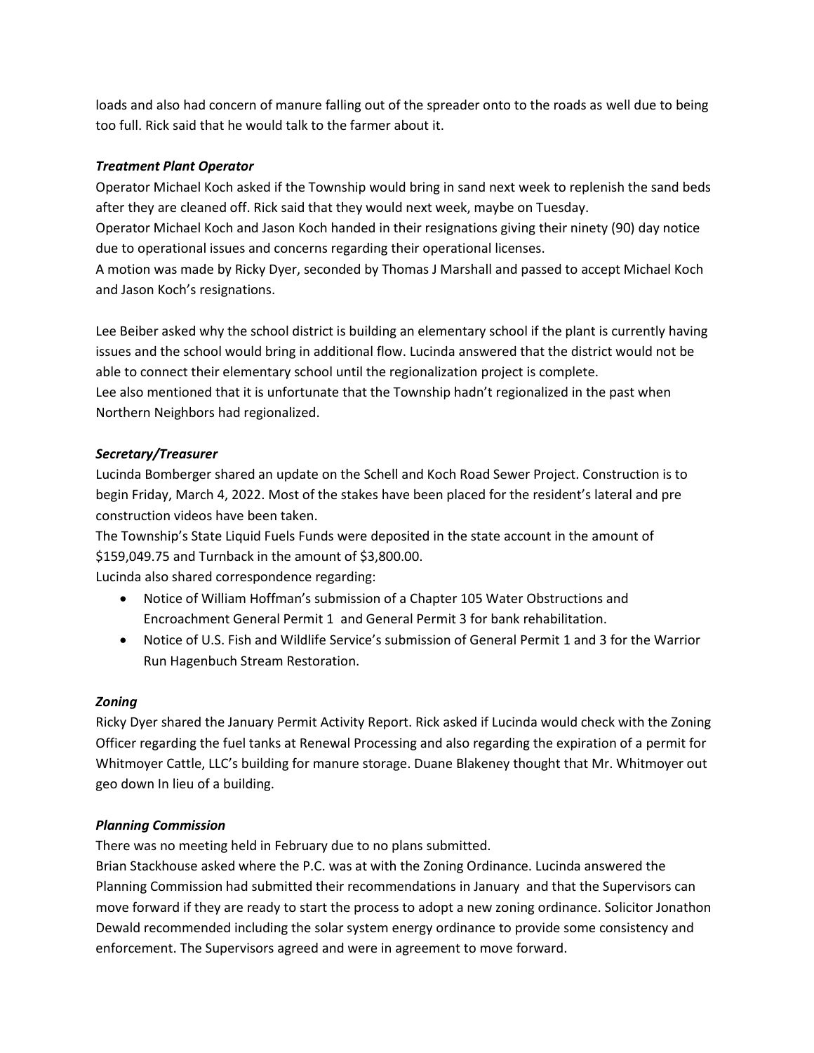loads and also had concern of manure falling out of the spreader onto to the roads as well due to being too full. Rick said that he would talk to the farmer about it.

### *Treatment Plant Operator*

Operator Michael Koch asked if the Township would bring in sand next week to replenish the sand beds after they are cleaned off. Rick said that they would next week, maybe on Tuesday.
Operator Michael Koch and Jason Koch handed in their resignations giving their ninety (90) day notice due to operational issues and concerns regarding their operational licenses.
A motion was made by Ricky Dyer, seconded by Thomas J Marshall and passed to accept Michael Koch and Jason Koch's resignations.

Lee Beiber asked why the school district is building an elementary school if the plant is currently having issues and the school would bring in additional flow. Lucinda answered that the district would not be able to connect their elementary school until the regionalization project is complete.
Lee also mentioned that it is unfortunate that the Township hadn't regionalized in the past when Northern Neighbors had regionalized.

### *Secretary/Treasurer*

Lucinda Bomberger shared an update on the Schell and Koch Road Sewer Project. Construction is to begin Friday, March 4, 2022. Most of the stakes have been placed for the resident's lateral and pre construction videos have been taken.
The Township's State Liquid Fuels Funds were deposited in the state account in the amount of $159,049.75 and Turnback in the amount of $3,800.00.
Lucinda also shared correspondence regarding:

- Notice of William Hoffman's submission of a Chapter 105 Water Obstructions and Encroachment General Permit 1 and General Permit 3 for bank rehabilitation.
- Notice of U.S. Fish and Wildlife Service's submission of General Permit 1 and 3 for the Warrior Run Hagenbuch Stream Restoration.

### *Zoning*

Ricky Dyer shared the January Permit Activity Report. Rick asked if Lucinda would check with the Zoning Officer regarding the fuel tanks at Renewal Processing and also regarding the expiration of a permit for Whitmoyer Cattle, LLC's building for manure storage. Duane Blakeney thought that Mr. Whitmoyer out geo down In lieu of a building.

### *Planning Commission*

There was no meeting held in February due to no plans submitted.
Brian Stackhouse asked where the P.C. was at with the Zoning Ordinance. Lucinda answered the Planning Commission had submitted their recommendations in January and that the Supervisors can move forward if they are ready to start the process to adopt a new zoning ordinance. Solicitor Jonathon Dewald recommended including the solar system energy ordinance to provide some consistency and enforcement. The Supervisors agreed and were in agreement to move forward.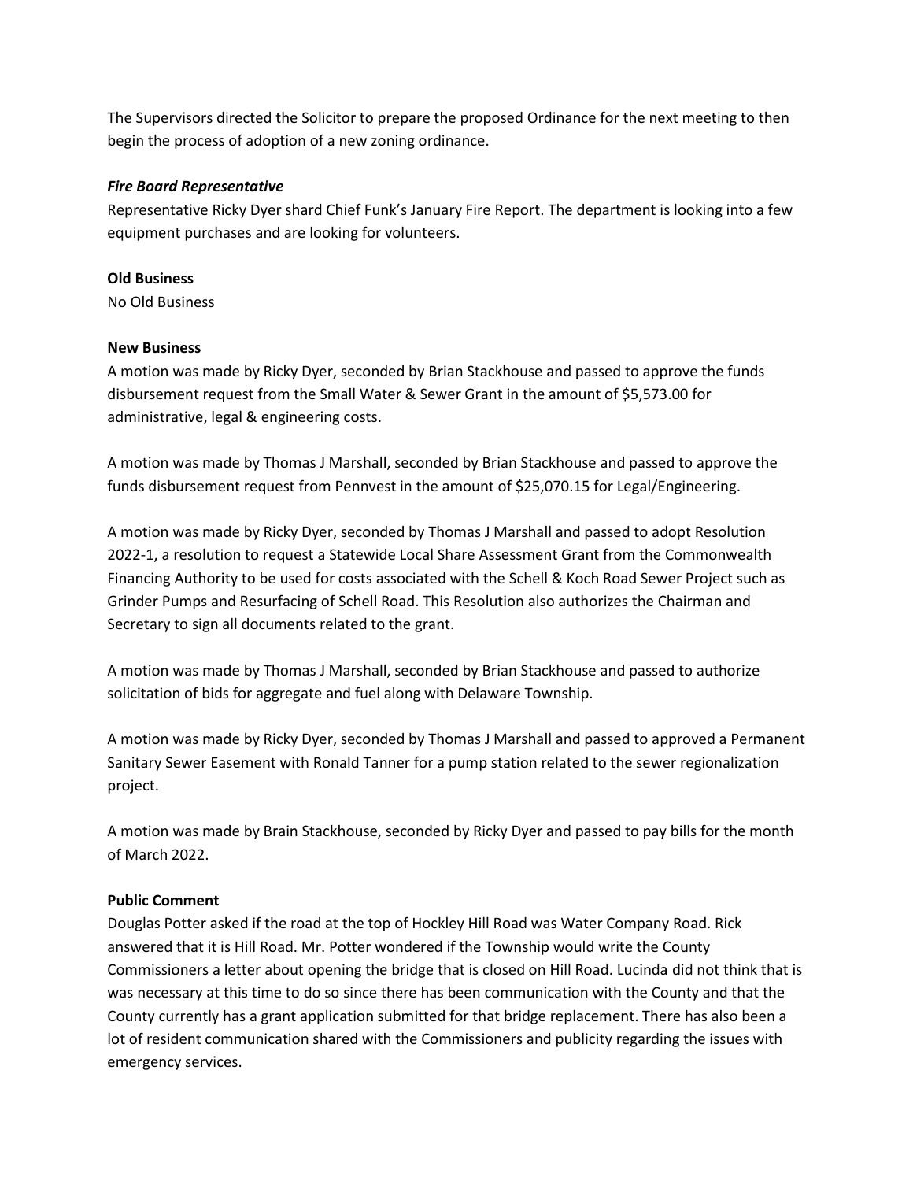The Supervisors directed the Solicitor to prepare the proposed Ordinance for the next meeting to then begin the process of adoption of a new zoning ordinance.

***Fire Board Representative***

Representative Ricky Dyer shard Chief Funk's January Fire Report. The department is looking into a few equipment purchases and are looking for volunteers.

**Old Business**

No Old Business

**New Business**

A motion was made by Ricky Dyer, seconded by Brian Stackhouse and passed to approve the funds disbursement request from the Small Water & Sewer Grant in the amount of $5,573.00 for administrative, legal & engineering costs.

A motion was made by Thomas J Marshall, seconded by Brian Stackhouse and passed to approve the funds disbursement request from Pennvest in the amount of $25,070.15 for Legal/Engineering.

A motion was made by Ricky Dyer, seconded by Thomas J Marshall and passed to adopt Resolution 2022-1, a resolution to request a Statewide Local Share Assessment Grant from the Commonwealth Financing Authority to be used for costs associated with the Schell & Koch Road Sewer Project such as Grinder Pumps and Resurfacing of Schell Road. This Resolution also authorizes the Chairman and Secretary to sign all documents related to the grant.

A motion was made by Thomas J Marshall, seconded by Brian Stackhouse and passed to authorize solicitation of bids for aggregate and fuel along with Delaware Township.

A motion was made by Ricky Dyer, seconded by Thomas J Marshall and passed to approved a Permanent Sanitary Sewer Easement with Ronald Tanner for a pump station related to the sewer regionalization project.

A motion was made by Brain Stackhouse, seconded by Ricky Dyer and passed to pay bills for the month of March 2022.

**Public Comment**

Douglas Potter asked if the road at the top of Hockley Hill Road was Water Company Road. Rick answered that it is Hill Road. Mr. Potter wondered if the Township would write the County Commissioners a letter about opening the bridge that is closed on Hill Road. Lucinda did not think that is was necessary at this time to do so since there has been communication with the County and that the County currently has a grant application submitted for that bridge replacement. There has also been a lot of resident communication shared with the Commissioners and publicity regarding the issues with emergency services.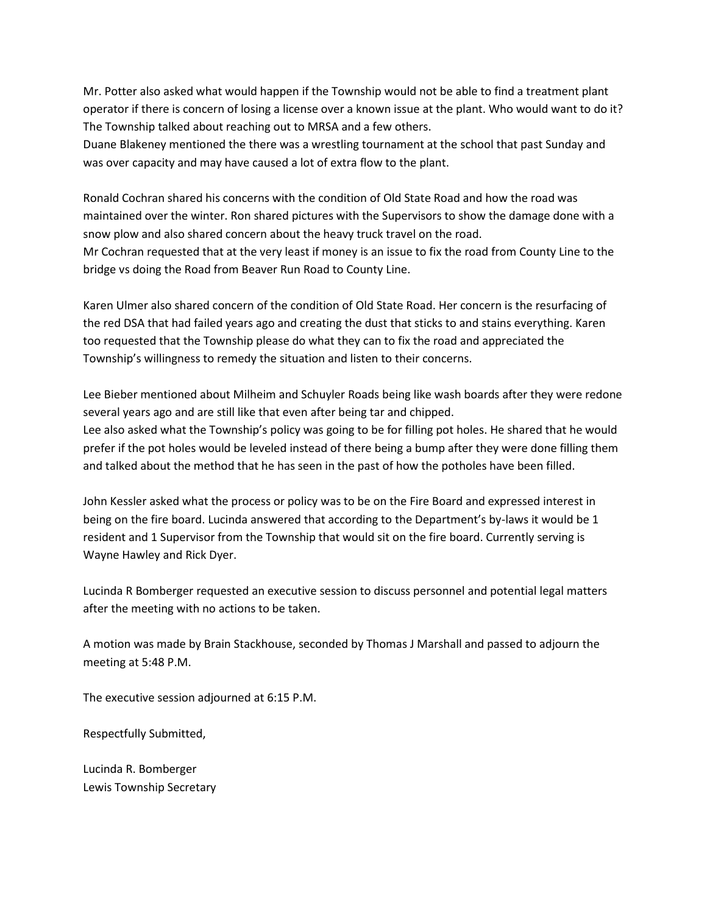Mr. Potter also asked what would happen if the Township would not be able to find a treatment plant operator if there is concern of losing a license over a known issue at the plant. Who would want to do it? The Township talked about reaching out to MRSA and a few others.
Duane Blakeney mentioned the there was a wrestling tournament at the school that past Sunday and was over capacity and may have caused a lot of extra flow to the plant.

Ronald Cochran shared his concerns with the condition of Old State Road and how the road was maintained over the winter. Ron shared pictures with the Supervisors to show the damage done with a snow plow and also shared concern about the heavy truck travel on the road.
Mr Cochran requested that at the very least if money is an issue to fix the road from County Line to the bridge vs doing the Road from Beaver Run Road to County Line.

Karen Ulmer also shared concern of the condition of Old State Road. Her concern is the resurfacing of the red DSA that had failed years ago and creating the dust that sticks to and stains everything. Karen too requested that the Township please do what they can to fix the road and appreciated the Township's willingness to remedy the situation and listen to their concerns.

Lee Bieber mentioned about Milheim and Schuyler Roads being like wash boards after they were redone several years ago and are still like that even after being tar and chipped.
Lee also asked what the Township's policy was going to be for filling pot holes. He shared that he would prefer if the pot holes would be leveled instead of there being a bump after they were done filling them and talked about the method that he has seen in the past of how the potholes have been filled.

John Kessler asked what the process or policy was to be on the Fire Board and expressed interest in being on the fire board. Lucinda answered that according to the Department's by-laws it would be 1 resident and 1 Supervisor from the Township that would sit on the fire board. Currently serving is Wayne Hawley and Rick Dyer.

Lucinda R Bomberger requested an executive session to discuss personnel and potential legal matters after the meeting with no actions to be taken.

A motion was made by Brain Stackhouse, seconded by Thomas J Marshall and passed to adjourn the meeting at 5:48 P.M.

The executive session adjourned at 6:15 P.M.

Respectfully Submitted,

Lucinda R. Bomberger
Lewis Township Secretary